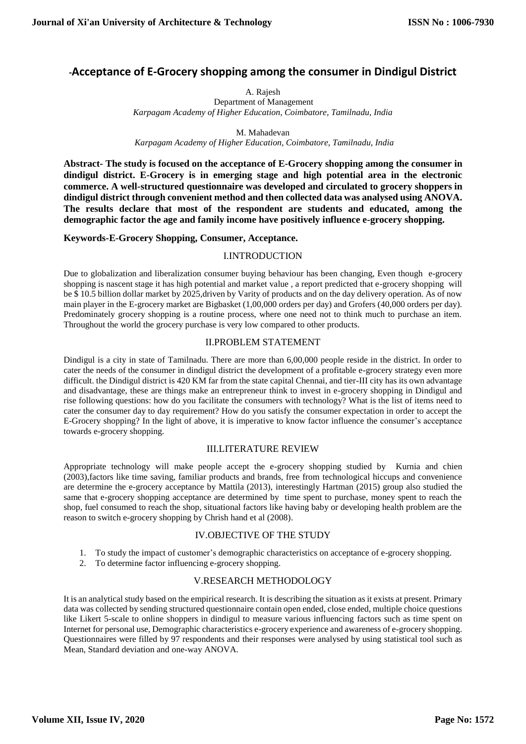# -Acceptance of E-Grocery shopping among the consumer in Dindigul District

A. Rajesh
Department of Management
*Karpagam Academy of Higher Education, Coimbatore, Tamilnadu, India*

M. Mahadevan
*Karpagam Academy of Higher Education, Coimbatore, Tamilnadu, India*

**Abstract- The study is focused on the acceptance of E-Grocery shopping among the consumer in dindigul district. E-Grocery is in emerging stage and high potential area in the electronic commerce. A well-structured questionnaire was developed and circulated to grocery shoppers in dindigul district through convenient method and then collected data was analysed using ANOVA. The results declare that most of the respondent are students and educated, among the demographic factor the age and family income have positively influence e-grocery shopping.**

**Keywords-E-Grocery Shopping, Consumer, Acceptance.**

## I.INTRODUCTION

Due to globalization and liberalization consumer buying behaviour has been changing, Even though e-grocery shopping is nascent stage it has high potential and market value , a report predicted that e-grocery shopping will be $ 10.5 billion dollar market by 2025,driven by Varity of products and on the day delivery operation. As of now main player in the E-grocery market are Bigbasket (1,00,000 orders per day) and Grofers (40,000 orders per day). Predominately grocery shopping is a routine process, where one need not to think much to purchase an item. Throughout the world the grocery purchase is very low compared to other products.

## II.PROBLEM STATEMENT

Dindigul is a city in state of Tamilnadu. There are more than 6,00,000 people reside in the district. In order to cater the needs of the consumer in dindigul district the development of a profitable e-grocery strategy even more difficult. the Dindigul district is 420 KM far from the state capital Chennai, and tier-III city has its own advantage and disadvantage, these are things make an entrepreneur think to invest in e-grocery shopping in Dindigul and rise following questions: how do you facilitate the consumers with technology? What is the list of items need to cater the consumer day to day requirement? How do you satisfy the consumer expectation in order to accept the E-Grocery shopping? In the light of above, it is imperative to know factor influence the consumer's acceptance towards e-grocery shopping.

## III.LITERATURE REVIEW

Appropriate technology will make people accept the e-grocery shopping studied by Kurnia and chien (2003),factors like time saving, familiar products and brands, free from technological hiccups and convenience are determine the e-grocery acceptance by Mattila (2013), interestingly Hartman (2015) group also studied the same that e-grocery shopping acceptance are determined by time spent to purchase, money spent to reach the shop, fuel consumed to reach the shop, situational factors like having baby or developing health problem are the reason to switch e-grocery shopping by Chrish hand et al (2008).

## IV.OBJECTIVE OF THE STUDY

1. To study the impact of customer's demographic characteristics on acceptance of e-grocery shopping.
2. To determine factor influencing e-grocery shopping.

## V.RESEARCH METHODOLOGY

It is an analytical study based on the empirical research. It is describing the situation as it exists at present. Primary data was collected by sending structured questionnaire contain open ended, close ended, multiple choice questions like Likert 5-scale to online shoppers in dindigul to measure various influencing factors such as time spent on Internet for personal use, Demographic characteristics e-grocery experience and awareness of e-grocery shopping. Questionnaires were filled by 97 respondents and their responses were analysed by using statistical tool such as Mean, Standard deviation and one-way ANOVA.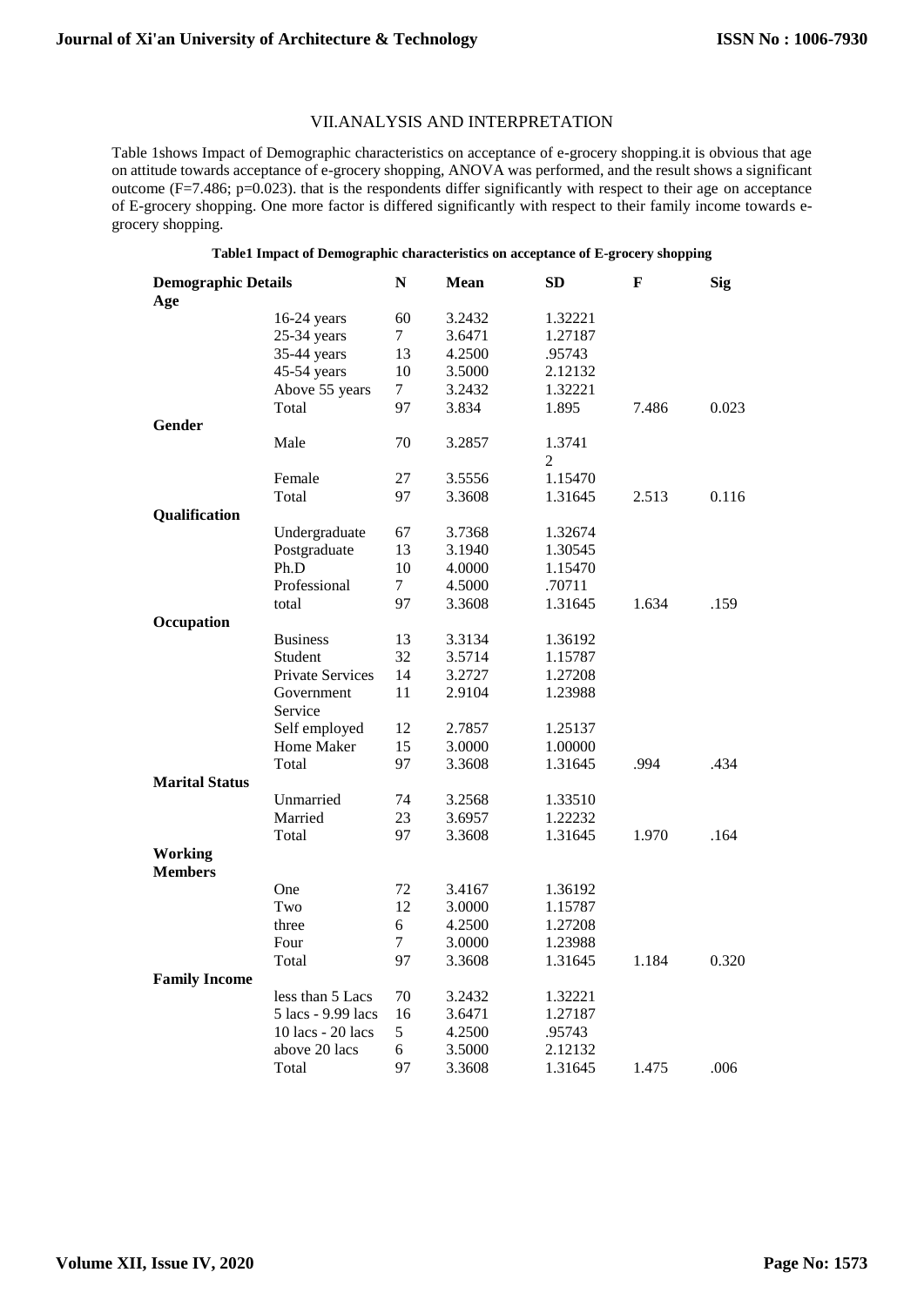## VII.ANALYSIS AND INTERPRETATION

Table 1shows Impact of Demographic characteristics on acceptance of e-grocery shopping.it is obvious that age on attitude towards acceptance of e-grocery shopping, ANOVA was performed, and the result shows a significant outcome (F=7.486; p=0.023). that is the respondents differ significantly with respect to their age on acceptance of E-grocery shopping. One more factor is differed significantly with respect to their family income towards e-grocery shopping.

**Table1 Impact of Demographic characteristics on acceptance of E-grocery shopping**

| Demographic Details | | N | Mean | SD | F | Sig |
|---|---|---|---|---|---|---|
| **Age** | | | | | | |
| | 16-24 years | 60 | 3.2432 | 1.32221 | | |
| | 25-34 years | 7 | 3.6471 | 1.27187 | | |
| | 35-44 years | 13 | 4.2500 | .95743 | | |
| | 45-54 years | 10 | 3.5000 | 2.12132 | | |
| | Above 55 years | 7 | 3.2432 | 1.32221 | | |
| | Total | 97 | 3.834 | 1.895 | 7.486 | 0.023 |
| **Gender** | | | | | | |
| | Male | 70 | 3.2857 | 1.37412 | | |
| | Female | 27 | 3.5556 | 1.15470 | | |
| | Total | 97 | 3.3608 | 1.31645 | 2.513 | 0.116 |
| **Qualification** | | | | | | |
| | Undergraduate | 67 | 3.7368 | 1.32674 | | |
| | Postgraduate | 13 | 3.1940 | 1.30545 | | |
| | Ph.D | 10 | 4.0000 | 1.15470 | | |
| | Professional | 7 | 4.5000 | .70711 | | |
| | total | 97 | 3.3608 | 1.31645 | 1.634 | .159 |
| **Occupation** | | | | | | |
| | Business | 13 | 3.3134 | 1.36192 | | |
| | Student | 32 | 3.5714 | 1.15787 | | |
| | Private Services | 14 | 3.2727 | 1.27208 | | |
| | Government Service | 11 | 2.9104 | 1.23988 | | |
| | Self employed | 12 | 2.7857 | 1.25137 | | |
| | Home Maker | 15 | 3.0000 | 1.00000 | | |
| | Total | 97 | 3.3608 | 1.31645 | .994 | .434 |
| **Marital Status** | | | | | | |
| | Unmarried | 74 | 3.2568 | 1.33510 | | |
| | Married | 23 | 3.6957 | 1.22232 | | |
| | Total | 97 | 3.3608 | 1.31645 | 1.970 | .164 |
| **Working Members** | | | | | | |
| | One | 72 | 3.4167 | 1.36192 | | |
| | Two | 12 | 3.0000 | 1.15787 | | |
| | three | 6 | 4.2500 | 1.27208 | | |
| | Four | 7 | 3.0000 | 1.23988 | | |
| | Total | 97 | 3.3608 | 1.31645 | 1.184 | 0.320 |
| **Family Income** | | | | | | |
| | less than 5 Lacs | 70 | 3.2432 | 1.32221 | | |
| | 5 lacs - 9.99 lacs | 16 | 3.6471 | 1.27187 | | |
| | 10 lacs - 20 lacs | 5 | 4.2500 | .95743 | | |
| | above 20 lacs | 6 | 3.5000 | 2.12132 | | |
| | Total | 97 | 3.3608 | 1.31645 | 1.475 | .006 |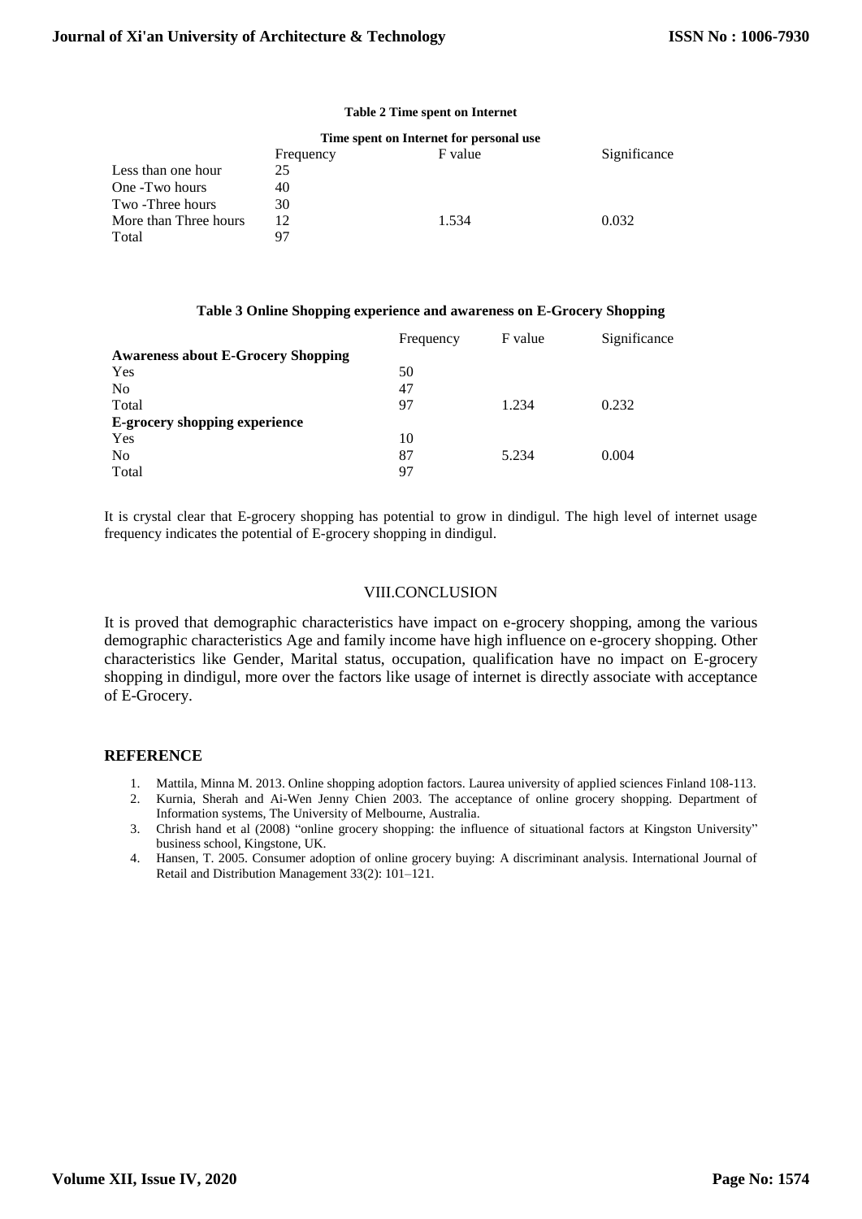**Table 2 Time spent on Internet**

| | Time spent on Internet for personal use | | |
|---|---|---|---|
| | Frequency | F value | Significance |
| Less than one hour | 25 | | |
| One -Two hours | 40 | | |
| Two -Three hours | 30 | | |
| More than Three hours | 12 | 1.534 | 0.032 |
| Total | 97 | | |

**Table 3 Online Shopping experience and awareness on E-Grocery Shopping**

| | Frequency | F value | Significance |
|---|---|---|---|
| **Awareness about E-Grocery Shopping** | | | |
| Yes | 50 | | |
| No | 47 | | |
| Total | 97 | 1.234 | 0.232 |
| **E-grocery shopping experience** | | | |
| Yes | 10 | | |
| No | 87 | 5.234 | 0.004 |
| Total | 97 | | |

It is crystal clear that E-grocery shopping has potential to grow in dindigul. The high level of internet usage frequency indicates the potential of E-grocery shopping in dindigul.

## VIII.CONCLUSION

It is proved that demographic characteristics have impact on e-grocery shopping, among the various demographic characteristics Age and family income have high influence on e-grocery shopping. Other characteristics like Gender, Marital status, occupation, qualification have no impact on E-grocery shopping in dindigul, more over the factors like usage of internet is directly associate with acceptance of E-Grocery.

## REFERENCE

1. Mattila, Minna M. 2013. Online shopping adoption factors. Laurea university of applied sciences Finland 108-113.
2. Kurnia, Sherah and Ai-Wen Jenny Chien 2003. The acceptance of online grocery shopping. Department of Information systems, The University of Melbourne, Australia.
3. Chrish hand et al (2008) "online grocery shopping: the influence of situational factors at Kingston University" business school, Kingstone, UK.
4. Hansen, T. 2005. Consumer adoption of online grocery buying: A discriminant analysis. International Journal of Retail and Distribution Management 33(2): 101–121.